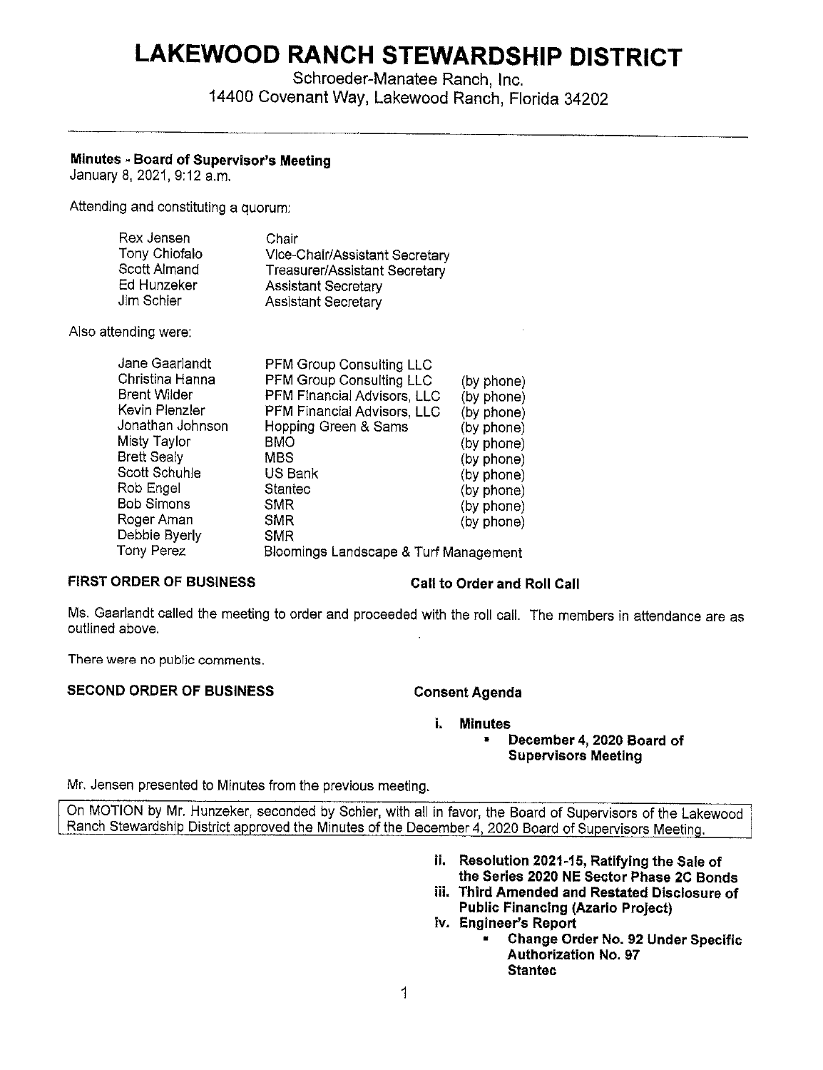# LAKEWOOD RANCH STEWARDSHIP DISTRICT

Schroeder-Manatee Ranch, Inc.
14400 Covenant Way, Lakewood Ranch, Florida 34202

---

**Minutes - Board of Supervisor's Meeting**
January 8, 2021, 9:12 a.m.

Attending and constituting a quorum:

| | |
|---|---|
| Rex Jensen | Chair |
| Tony Chiofalo | Vice-Chair/Assistant Secretary |
| Scott Almand | Treasurer/Assistant Secretary |
| Ed Hunzeker | Assistant Secretary |
| Jim Schier | Assistant Secretary |

Also attending were:

| | | |
|---|---|---|
| Jane Gaarlandt | PFM Group Consulting LLC | |
| Christina Hanna | PFM Group Consulting LLC | (by phone) |
| Brent Wilder | PFM Financial Advisors, LLC | (by phone) |
| Kevin Plenzler | PFM Financial Advisors, LLC | (by phone) |
| Jonathan Johnson | Hopping Green & Sams | (by phone) |
| Misty Taylor | BMO | (by phone) |
| Brett Sealy | MBS | (by phone) |
| Scott Schuhle | US Bank | (by phone) |
| Rob Engel | Stantec | (by phone) |
| Bob Simons | SMR | (by phone) |
| Roger Aman | SMR | (by phone) |
| Debbie Byerly | SMR | |
| Tony Perez | Bloomings Landscape & Turf Management | |

**FIRST ORDER OF BUSINESS** **Call to Order and Roll Call**

Ms. Gaarlandt called the meeting to order and proceeded with the roll call. The members in attendance are as outlined above.

There were no public comments.

**SECOND ORDER OF BUSINESS** **Consent Agenda**

**i. Minutes**
- **December 4, 2020 Board of Supervisors Meeting**

Mr. Jensen presented to Minutes from the previous meeting.

> On MOTION by Mr. Hunzeker, seconded by Schier, with all in favor, the Board of Supervisors of the Lakewood Ranch Stewardship District approved the Minutes of the December 4, 2020 Board of Supervisors Meeting.

**ii. Resolution 2021-15, Ratifying the Sale of the Series 2020 NE Sector Phase 2C Bonds**

**iii. Third Amended and Restated Disclosure of Public Financing (Azario Project)**

**iv. Engineer's Report**
- **Change Order No. 92 Under Specific Authorization No. 97 Stantec**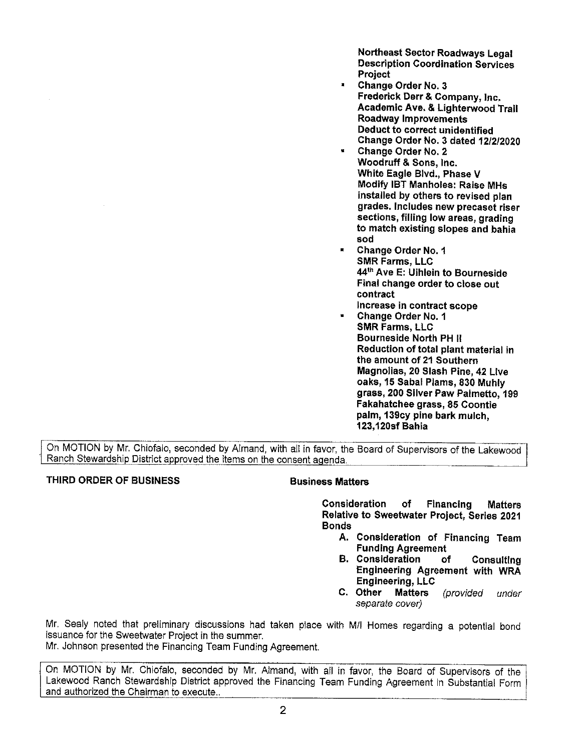**Northeast Sector Roadways Legal Description Coordination Services Project**

- **Change Order No. 3**
  **Frederick Derr & Company, Inc.**
  **Academic Ave. & Lighterwood Trail Roadway Improvements**
  **Deduct to correct unidentified Change Order No. 3 dated 12/2/2020**
- **Change Order No. 2**
  **Woodruff & Sons, Inc.**
  **White Eagle Blvd., Phase V**
  **Modify IBT Manholes: Raise MHs installed by others to revised plan grades. Includes new precaset riser sections, filling low areas, grading to match existing slopes and bahia sod**
- **Change Order No. 1**
  **SMR Farms, LLC**
  **44th Ave E: Uihlein to Bourneside**
  **Final change order to close out contract**
  **Increase in contract scope**
- **Change Order No. 1**
  **SMR Farms, LLC**
  **Bourneside North PH II**
  **Reduction of total plant material in the amount of 21 Southern Magnolias, 20 Slash Pine, 42 Live oaks, 15 Sabal Plams, 830 Muhly grass, 200 Silver Paw Palmetto, 199 Fakahatchee grass, 85 Coontie palm, 139cy pine bark mulch, 123,120sf Bahia**

On MOTION by Mr. Chiofalo, seconded by Almand, with all in favor, the Board of Supervisors of the Lakewood Ranch Stewardship District approved the items on the consent agenda.

**THIRD ORDER OF BUSINESS** **Business Matters**

**Consideration of Financing Matters Relative to Sweetwater Project, Series 2021 Bonds**

A. **Consideration of Financing Team Funding Agreement**
B. **Consideration of Consulting Engineering Agreement with WRA Engineering, LLC**
C. **Other Matters** *(provided under separate cover)*

Mr. Sealy noted that preliminary discussions had taken place with M/I Homes regarding a potential bond issuance for the Sweetwater Project in the summer.
Mr. Johnson presented the Financing Team Funding Agreement.

On MOTION by Mr. Chiofalo, seconded by Mr. Almand, with all in favor, the Board of Supervisors of the Lakewood Ranch Stewardship District approved the Financing Team Funding Agreement in Substantial Form and authorized the Chairman to execute..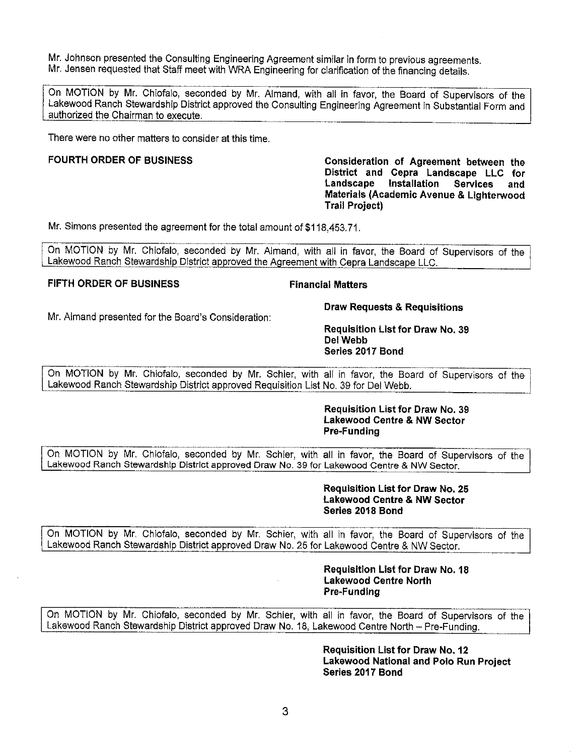Mr. Johnson presented the Consulting Engineering Agreement similar in form to previous agreements. Mr. Jensen requested that Staff meet with WRA Engineering for clarification of the financing details.

> On MOTION by Mr. Chiofalo, seconded by Mr. Almand, with all in favor, the Board of Supervisors of the Lakewood Ranch Stewardship District approved the Consulting Engineering Agreement in Substantial Form and authorized the Chairman to execute.

There were no other matters to consider at this time.

**FOURTH ORDER OF BUSINESS** — **Consideration of Agreement between the District and Cepra Landscape LLC for Landscape Installation Services and Materials (Academic Avenue & Lighterwood Trail Project)**

Mr. Simons presented the agreement for the total amount of $118,453.71.

> On MOTION by Mr. Chiofalo, seconded by Mr. Almand, with all in favor, the Board of Supervisors of the Lakewood Ranch Stewardship District approved the Agreement with Cepra Landscape LLC.

**FIFTH ORDER OF BUSINESS** — **Financial Matters**

**Draw Requests & Requisitions**

Mr. Almand presented for the Board's Consideration:

**Requisition List for Draw No. 39**
**Del Webb**
**Series 2017 Bond**

> On MOTION by Mr. Chiofalo, seconded by Mr. Schier, with all in favor, the Board of Supervisors of the Lakewood Ranch Stewardship District approved Requisition List No. 39 for Del Webb.

**Requisition List for Draw No. 39**
**Lakewood Centre & NW Sector**
**Pre-Funding**

> On MOTION by Mr. Chiofalo, seconded by Mr. Schier, with all in favor, the Board of Supervisors of the Lakewood Ranch Stewardship District approved Draw No. 39 for Lakewood Centre & NW Sector.

**Requisition List for Draw No. 25**
**Lakewood Centre & NW Sector**
**Series 2018 Bond**

> On MOTION by Mr. Chiofalo, seconded by Mr. Schier, with all in favor, the Board of Supervisors of the Lakewood Ranch Stewardship District approved Draw No. 25 for Lakewood Centre & NW Sector.

**Requisition List for Draw No. 18**
**Lakewood Centre North**
**Pre-Funding**

> On MOTION by Mr. Chiofalo, seconded by Mr. Schier, with all in favor, the Board of Supervisors of the Lakewood Ranch Stewardship District approved Draw No. 18, Lakewood Centre North – Pre-Funding.

**Requisition List for Draw No. 12**
**Lakewood National and Polo Run Project**
**Series 2017 Bond**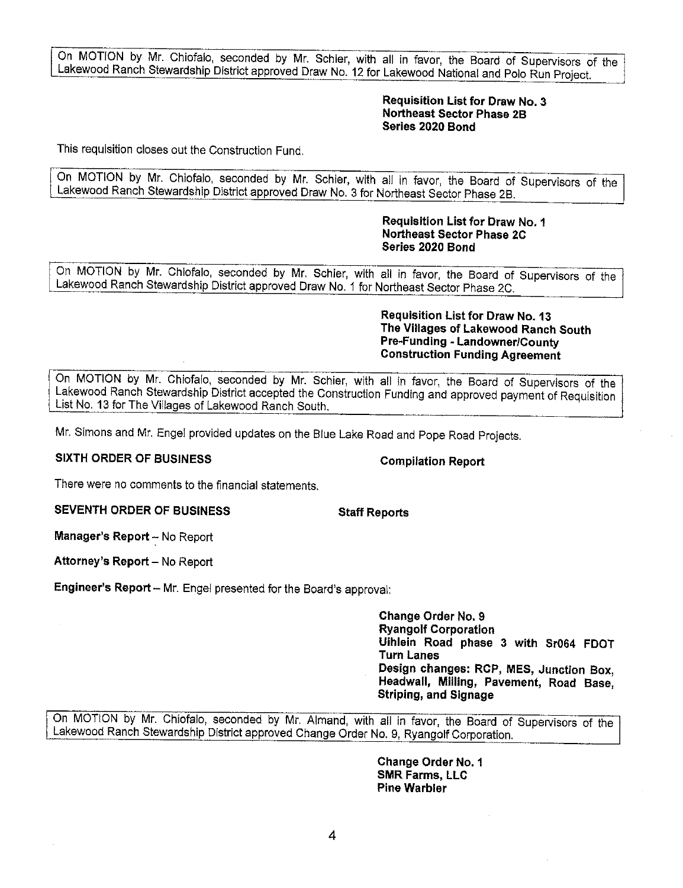On MOTION by Mr. Chiofalo, seconded by Mr. Schier, with all in favor, the Board of Supervisors of the Lakewood Ranch Stewardship District approved Draw No. 12 for Lakewood National and Polo Run Project.

**Requisition List for Draw No. 3**
**Northeast Sector Phase 2B**
**Series 2020 Bond**

This requisition closes out the Construction Fund.

On MOTION by Mr. Chiofalo, seconded by Mr. Schier, with all in favor, the Board of Supervisors of the Lakewood Ranch Stewardship District approved Draw No. 3 for Northeast Sector Phase 2B.

**Requisition List for Draw No. 1**
**Northeast Sector Phase 2C**
**Series 2020 Bond**

On MOTION by Mr. Chiofalo, seconded by Mr. Schier, with all in favor, the Board of Supervisors of the Lakewood Ranch Stewardship District approved Draw No. 1 for Northeast Sector Phase 2C.

**Requisition List for Draw No. 13**
**The Villages of Lakewood Ranch South**
**Pre-Funding - Landowner/County**
**Construction Funding Agreement**

On MOTION by Mr. Chiofalo, seconded by Mr. Schier, with all in favor, the Board of Supervisors of the Lakewood Ranch Stewardship District accepted the Construction Funding and approved payment of Requisition List No. 13 for The Villages of Lakewood Ranch South.

Mr. Simons and Mr. Engel provided updates on the Blue Lake Road and Pope Road Projects.

**SIXTH ORDER OF BUSINESS** **Compilation Report**

There were no comments to the financial statements.

**SEVENTH ORDER OF BUSINESS** **Staff Reports**

**Manager's Report** – No Report

**Attorney's Report** – No Report

**Engineer's Report** – Mr. Engel presented for the Board's approval:

**Change Order No. 9**
**Ryangolf Corporation**
**Uihlein Road phase 3 with Sr064 FDOT Turn Lanes**
**Design changes: RCP, MES, Junction Box, Headwall, Milling, Pavement, Road Base, Striping, and Signage**

On MOTION by Mr. Chiofalo, seconded by Mr. Almand, with all in favor, the Board of Supervisors of the Lakewood Ranch Stewardship District approved Change Order No. 9, Ryangolf Corporation.

**Change Order No. 1**
**SMR Farms, LLC**
**Pine Warbler**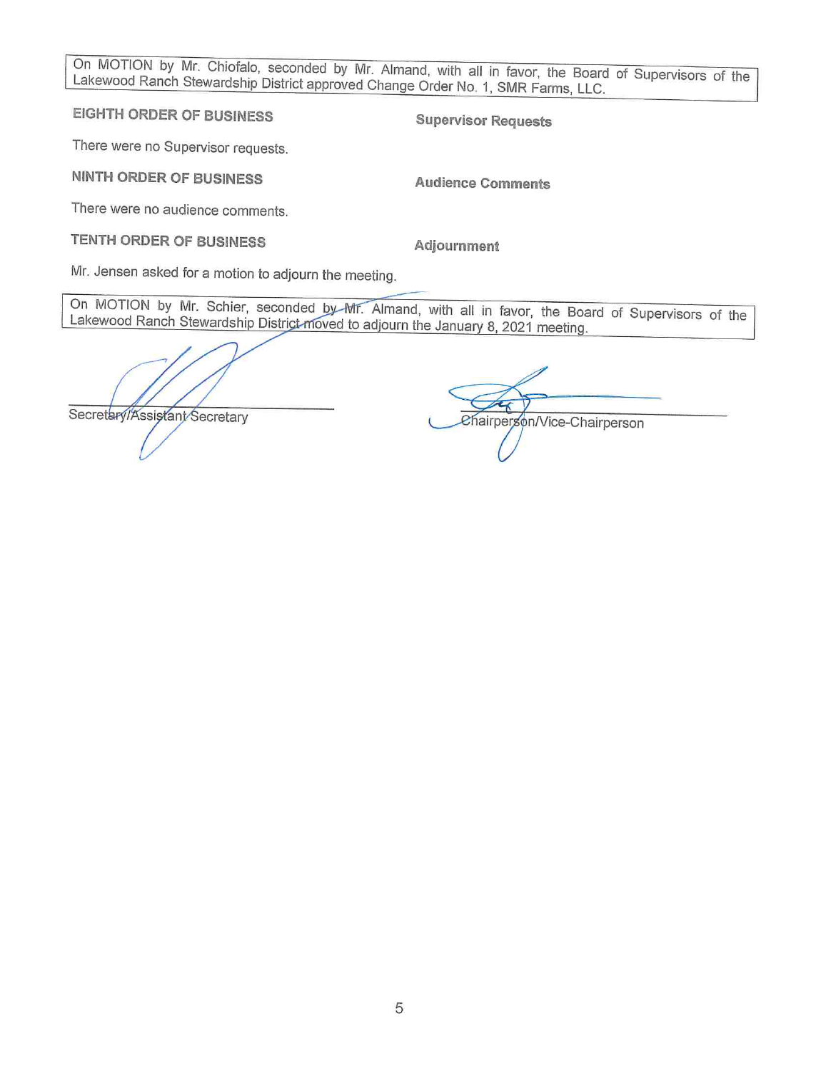On MOTION by Mr. Chiofalo, seconded by Mr. Almand, with all in favor, the Board of Supervisors of the Lakewood Ranch Stewardship District approved Change Order No. 1, SMR Farms, LLC.

**EIGHTH ORDER OF BUSINESS** **Supervisor Requests**

There were no Supervisor requests.

**NINTH ORDER OF BUSINESS** **Audience Comments**

There were no audience comments.

**TENTH ORDER OF BUSINESS** **Adjournment**

Mr. Jensen asked for a motion to adjourn the meeting.

On MOTION by Mr. Schier, seconded by Mr. Almand, with all in favor, the Board of Supervisors of the Lakewood Ranch Stewardship District moved to adjourn the January 8, 2021 meeting.

\_\_\_\_\_\_\_\_\_\_\_\_\_\_\_\_\_\_\_\_\_\_\_\_\_\_\_\_\_\_
Secretary/Assistant Secretary

\_\_\_\_\_\_\_\_\_\_\_\_\_\_\_\_\_\_\_\_\_\_\_\_\_\_\_\_\_\_
Chairperson/Vice-Chairperson